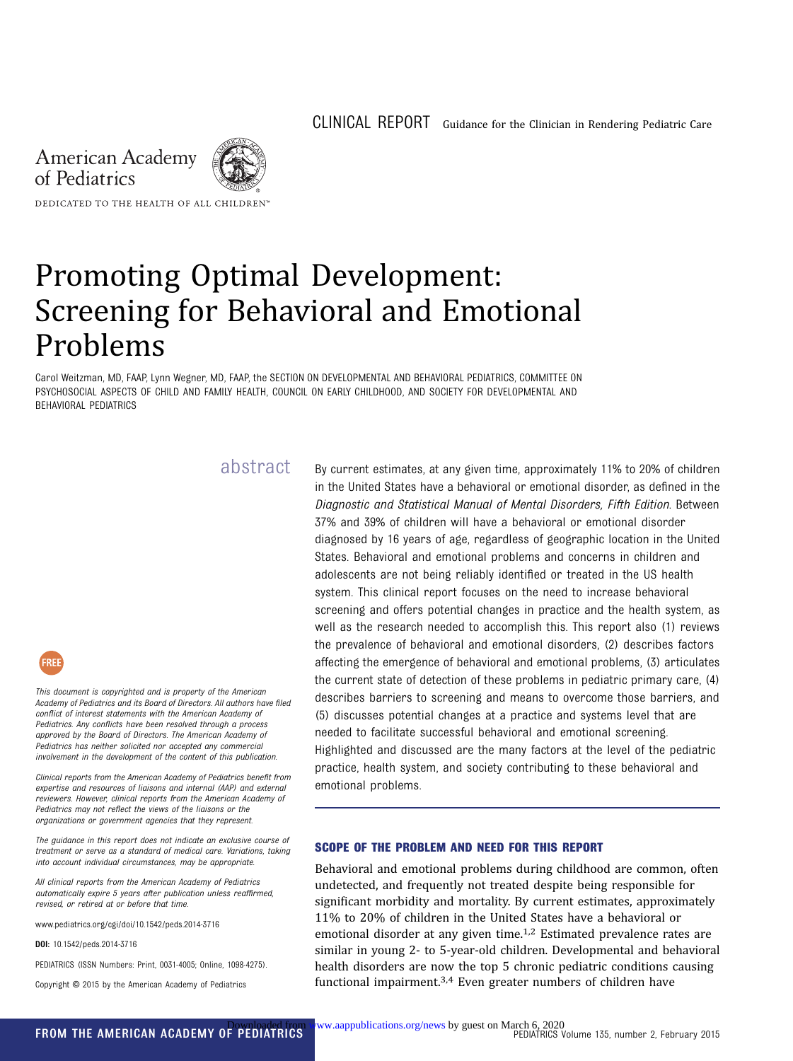CLINICAL REPORT Guidance for the Clinician in Rendering Pediatric Care

American Academy of Pediatrics

DEDICATED TO THE HEALTH OF ALL CHILDREN™

# Promoting Optimal Development: Screening for Behavioral and Emotional Problems

Carol Weitzman, MD, FAAP, Lynn Wegner, MD, FAAP, the SECTION ON DEVELOPMENTAL AND BEHAVIORAL PEDIATRICS, COMMITTEE ON PSYCHOSOCIAL ASPECTS OF CHILD AND FAMILY HEALTH, COUNCIL ON EARLY CHILDHOOD, AND SOCIETY FOR DEVELOPMENTAL AND BEHAVIORAL PEDIATRICS

## abstract

By current estimates, at any given time, approximately 11% to 20% of children in the United States have a behavioral or emotional disorder, as defined in the *Diagnostic and Statistical Manual of Mental Disorders, Fifth Edition*. Between 37% and 39% of children will have a behavioral or emotional disorder diagnosed by 16 years of age, regardless of geographic location in the United States. Behavioral and emotional problems and concerns in children and adolescents are not being reliably identified or treated in the US health system. This clinical report focuses on the need to increase behavioral screening and offers potential changes in practice and the health system, as well as the research needed to accomplish this. This report also (1) reviews the prevalence of behavioral and emotional disorders, (2) describes factors affecting the emergence of behavioral and emotional problems, (3) articulates the current state of detection of these problems in pediatric primary care, (4) describes barriers to screening and means to overcome those barriers, and (5) discusses potential changes at a practice and systems level that are needed to facilitate successful behavioral and emotional screening. Highlighted and discussed are the many factors at the level of the pediatric practice, health system, and society contributing to these behavioral and emotional problems.

FREE

*This document is copyrighted and is property of the American Academy of Pediatrics and its Board of Directors. All authors have filed conflict of interest statements with the American Academy of Pediatrics. Any conflicts have been resolved through a process approved by the Board of Directors. The American Academy of Pediatrics has neither solicited nor accepted any commercial involvement in the development of the content of this publication.*

*Clinical reports from the American Academy of Pediatrics benefit from expertise and resources of liaisons and internal (AAP) and external reviewers. However, clinical reports from the American Academy of Pediatrics may not reflect the views of the liaisons or the organizations or government agencies that they represent.*

*The guidance in this report does not indicate an exclusive course of treatment or serve as a standard of medical care. Variations, taking into account individual circumstances, may be appropriate.*

*All clinical reports from the American Academy of Pediatrics automatically expire 5 years after publication unless reaffirmed, revised, or retired at or before that time.*

www.pediatrics.org/cgi/doi/10.1542/peds.2014-3716

**DOI:** 10.1542/peds.2014-3716

PEDIATRICS (ISSN Numbers: Print, 0031-4005; Online, 1098-4275).

Copyright © 2015 by the American Academy of Pediatrics

### SCOPE OF THE PROBLEM AND NEED FOR THIS REPORT

Behavioral and emotional problems during childhood are common, often undetected, and frequently not treated despite being responsible for significant morbidity and mortality. By current estimates, approximately 11% to 20% of children in the United States have a behavioral or emotional disorder at any given time.[1,2] Estimated prevalence rates are similar in young 2- to 5-year-old children. Developmental and behavioral health disorders are now the top 5 chronic pediatric conditions causing functional impairment.[3,4] Even greater numbers of children have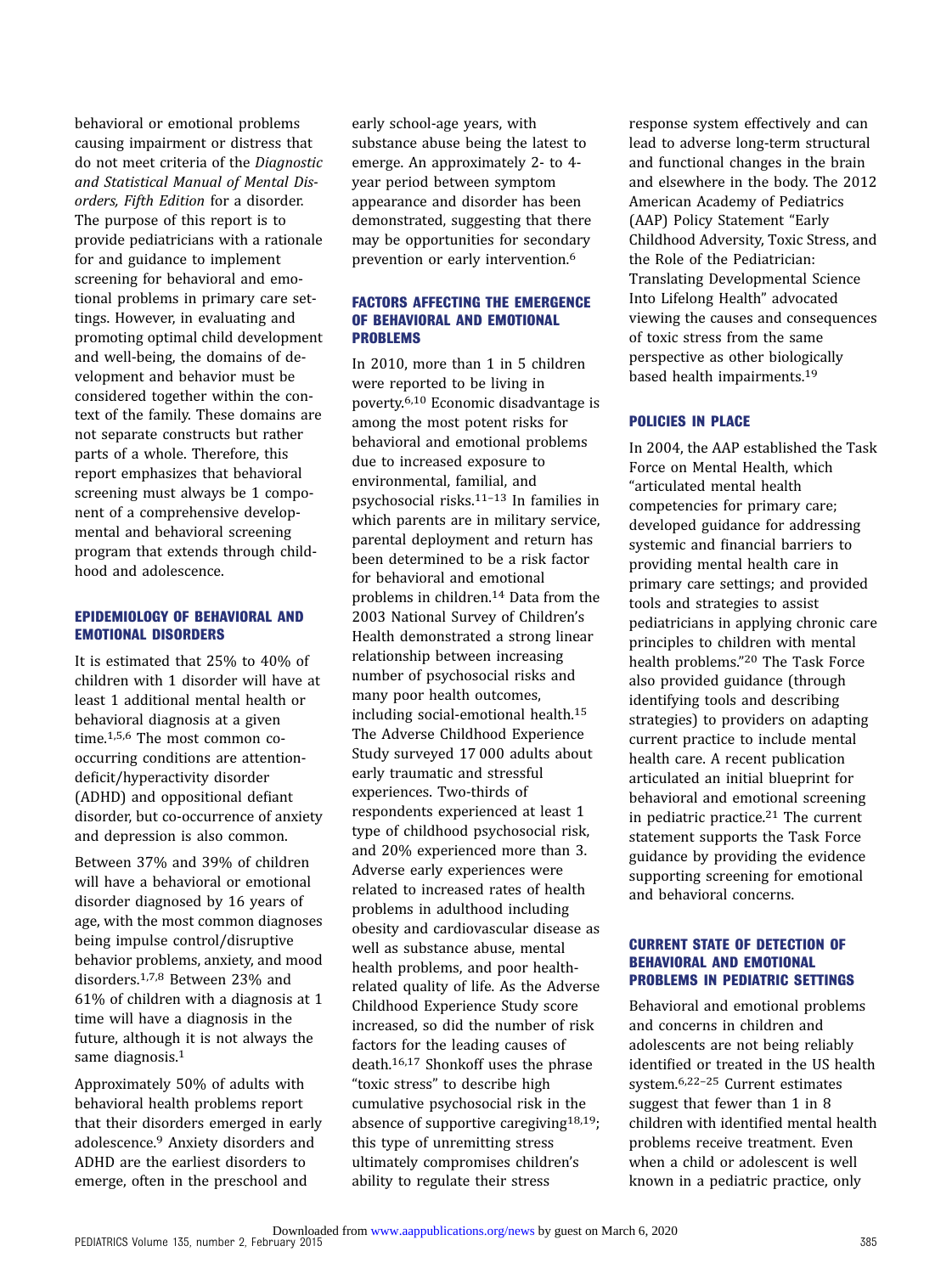behavioral or emotional problems causing impairment or distress that do not meet criteria of the *Diagnostic and Statistical Manual of Mental Disorders, Fifth Edition* for a disorder. The purpose of this report is to provide pediatricians with a rationale for and guidance to implement screening for behavioral and emotional problems in primary care settings. However, in evaluating and promoting optimal child development and well-being, the domains of development and behavior must be considered together within the context of the family. These domains are not separate constructs but rather parts of a whole. Therefore, this report emphasizes that behavioral screening must always be 1 component of a comprehensive developmental and behavioral screening program that extends through childhood and adolescence.

## EPIDEMIOLOGY OF BEHAVIORAL AND EMOTIONAL DISORDERS

It is estimated that 25% to 40% of children with 1 disorder will have at least 1 additional mental health or behavioral diagnosis at a given time.[1,5,6] The most common co-occurring conditions are attention-deficit/hyperactivity disorder (ADHD) and oppositional defiant disorder, but co-occurrence of anxiety and depression is also common.

Between 37% and 39% of children will have a behavioral or emotional disorder diagnosed by 16 years of age, with the most common diagnoses being impulse control/disruptive behavior problems, anxiety, and mood disorders.[1,7,8] Between 23% and 61% of children with a diagnosis at 1 time will have a diagnosis in the future, although it is not always the same diagnosis.[1]

Approximately 50% of adults with behavioral health problems report that their disorders emerged in early adolescence.[9] Anxiety disorders and ADHD are the earliest disorders to emerge, often in the preschool and early school-age years, with substance abuse being the latest to emerge. An approximately 2- to 4-year period between symptom appearance and disorder has been demonstrated, suggesting that there may be opportunities for secondary prevention or early intervention.[6]

## FACTORS AFFECTING THE EMERGENCE OF BEHAVIORAL AND EMOTIONAL PROBLEMS

In 2010, more than 1 in 5 children were reported to be living in poverty.[6,10] Economic disadvantage is among the most potent risks for behavioral and emotional problems due to increased exposure to environmental, familial, and psychosocial risks.[11–13] In families in which parents are in military service, parental deployment and return has been determined to be a risk factor for behavioral and emotional problems in children.[14] Data from the 2003 National Survey of Children's Health demonstrated a strong linear relationship between increasing number of psychosocial risks and many poor health outcomes, including social-emotional health.[15] The Adverse Childhood Experience Study surveyed 17 000 adults about early traumatic and stressful experiences. Two-thirds of respondents experienced at least 1 type of childhood psychosocial risk, and 20% experienced more than 3. Adverse early experiences were related to increased rates of health problems in adulthood including obesity and cardiovascular disease as well as substance abuse, mental health problems, and poor health-related quality of life. As the Adverse Childhood Experience Study score increased, so did the number of risk factors for the leading causes of death.[16,17] Shonkoff uses the phrase "toxic stress" to describe high cumulative psychosocial risk in the absence of supportive caregiving[18,19]; this type of unremitting stress ultimately compromises children's ability to regulate their stress response system effectively and can lead to adverse long-term structural and functional changes in the brain and elsewhere in the body. The 2012 American Academy of Pediatrics (AAP) Policy Statement "Early Childhood Adversity, Toxic Stress, and the Role of the Pediatrician: Translating Developmental Science Into Lifelong Health" advocated viewing the causes and consequences of toxic stress from the same perspective as other biologically based health impairments.[19]

## POLICIES IN PLACE

In 2004, the AAP established the Task Force on Mental Health, which "articulated mental health competencies for primary care; developed guidance for addressing systemic and financial barriers to providing mental health care in primary care settings; and provided tools and strategies to assist pediatricians in applying chronic care principles to children with mental health problems."[20] The Task Force also provided guidance (through identifying tools and describing strategies) to providers on adapting current practice to include mental health care. A recent publication articulated an initial blueprint for behavioral and emotional screening in pediatric practice.[21] The current statement supports the Task Force guidance by providing the evidence supporting screening for emotional and behavioral concerns.

## CURRENT STATE OF DETECTION OF BEHAVIORAL AND EMOTIONAL PROBLEMS IN PEDIATRIC SETTINGS

Behavioral and emotional problems and concerns in children and adolescents are not being reliably identified or treated in the US health system.[6,22–25] Current estimates suggest that fewer than 1 in 8 children with identified mental health problems receive treatment. Even when a child or adolescent is well known in a pediatric practice, only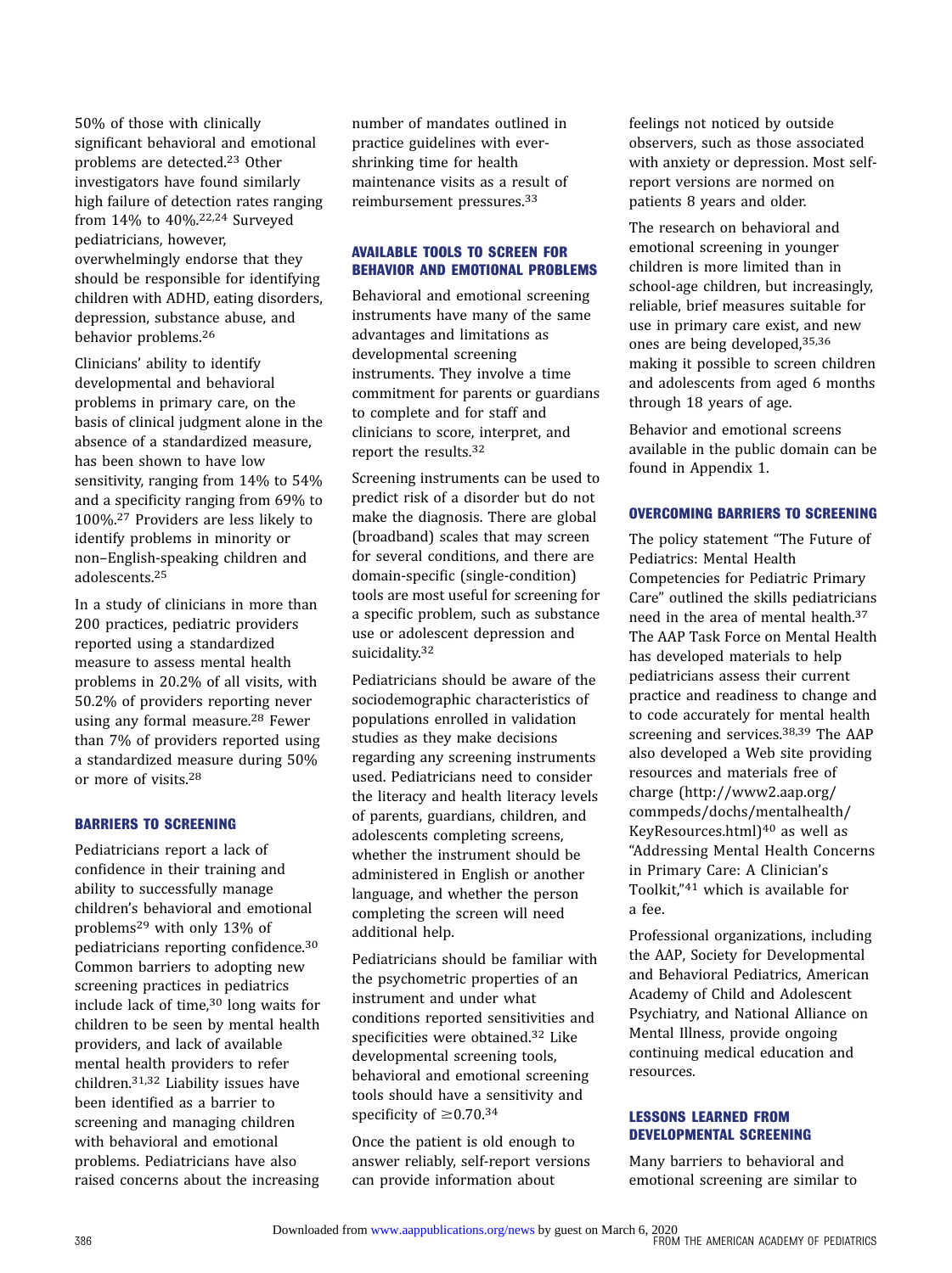50% of those with clinically significant behavioral and emotional problems are detected.[23] Other investigators have found similarly high failure of detection rates ranging from 14% to 40%.[22,24] Surveyed pediatricians, however, overwhelmingly endorse that they should be responsible for identifying children with ADHD, eating disorders, depression, substance abuse, and behavior problems.[26]

Clinicians' ability to identify developmental and behavioral problems in primary care, on the basis of clinical judgment alone in the absence of a standardized measure, has been shown to have low sensitivity, ranging from 14% to 54% and a specificity ranging from 69% to 100%.[27] Providers are less likely to identify problems in minority or non–English-speaking children and adolescents.[25]

In a study of clinicians in more than 200 practices, pediatric providers reported using a standardized measure to assess mental health problems in 20.2% of all visits, with 50.2% of providers reporting never using any formal measure.[28] Fewer than 7% of providers reported using a standardized measure during 50% or more of visits.[28]

## BARRIERS TO SCREENING

Pediatricians report a lack of confidence in their training and ability to successfully manage children's behavioral and emotional problems[29] with only 13% of pediatricians reporting confidence.[30] Common barriers to adopting new screening practices in pediatrics include lack of time,[30] long waits for children to be seen by mental health providers, and lack of available mental health providers to refer children.[31,32] Liability issues have been identified as a barrier to screening and managing children with behavioral and emotional problems. Pediatricians have also raised concerns about the increasing number of mandates outlined in practice guidelines with ever-shrinking time for health maintenance visits as a result of reimbursement pressures.[33]

## AVAILABLE TOOLS TO SCREEN FOR BEHAVIOR AND EMOTIONAL PROBLEMS

Behavioral and emotional screening instruments have many of the same advantages and limitations as developmental screening instruments. They involve a time commitment for parents or guardians to complete and for staff and clinicians to score, interpret, and report the results.[32]

Screening instruments can be used to predict risk of a disorder but do not make the diagnosis. There are global (broadband) scales that may screen for several conditions, and there are domain-specific (single-condition) tools are most useful for screening for a specific problem, such as substance use or adolescent depression and suicidality.[32]

Pediatricians should be aware of the sociodemographic characteristics of populations enrolled in validation studies as they make decisions regarding any screening instruments used. Pediatricians need to consider the literacy and health literacy levels of parents, guardians, children, and adolescents completing screens, whether the instrument should be administered in English or another language, and whether the person completing the screen will need additional help.

Pediatricians should be familiar with the psychometric properties of an instrument and under what conditions reported sensitivities and specificities were obtained.[32] Like developmental screening tools, behavioral and emotional screening tools should have a sensitivity and specificity of $\geq$0.70.[34]

Once the patient is old enough to answer reliably, self-report versions can provide information about feelings not noticed by outside observers, such as those associated with anxiety or depression. Most self-report versions are normed on patients 8 years and older.

The research on behavioral and emotional screening in younger children is more limited than in school-age children, but increasingly, reliable, brief measures suitable for use in primary care exist, and new ones are being developed,[35,36] making it possible to screen children and adolescents from aged 6 months through 18 years of age.

Behavior and emotional screens available in the public domain can be found in Appendix 1.

## OVERCOMING BARRIERS TO SCREENING

The policy statement "The Future of Pediatrics: Mental Health Competencies for Pediatric Primary Care" outlined the skills pediatricians need in the area of mental health.[37] The AAP Task Force on Mental Health has developed materials to help pediatricians assess their current practice and readiness to change and to code accurately for mental health screening and services.[38,39] The AAP also developed a Web site providing resources and materials free of charge (http://www2.aap.org/commpeds/dochs/mentalhealth/KeyResources.html)[40] as well as "Addressing Mental Health Concerns in Primary Care: A Clinician's Toolkit,"[41] which is available for a fee.

Professional organizations, including the AAP, Society for Developmental and Behavioral Pediatrics, American Academy of Child and Adolescent Psychiatry, and National Alliance on Mental Illness, provide ongoing continuing medical education and resources.

## LESSONS LEARNED FROM DEVELOPMENTAL SCREENING

Many barriers to behavioral and emotional screening are similar to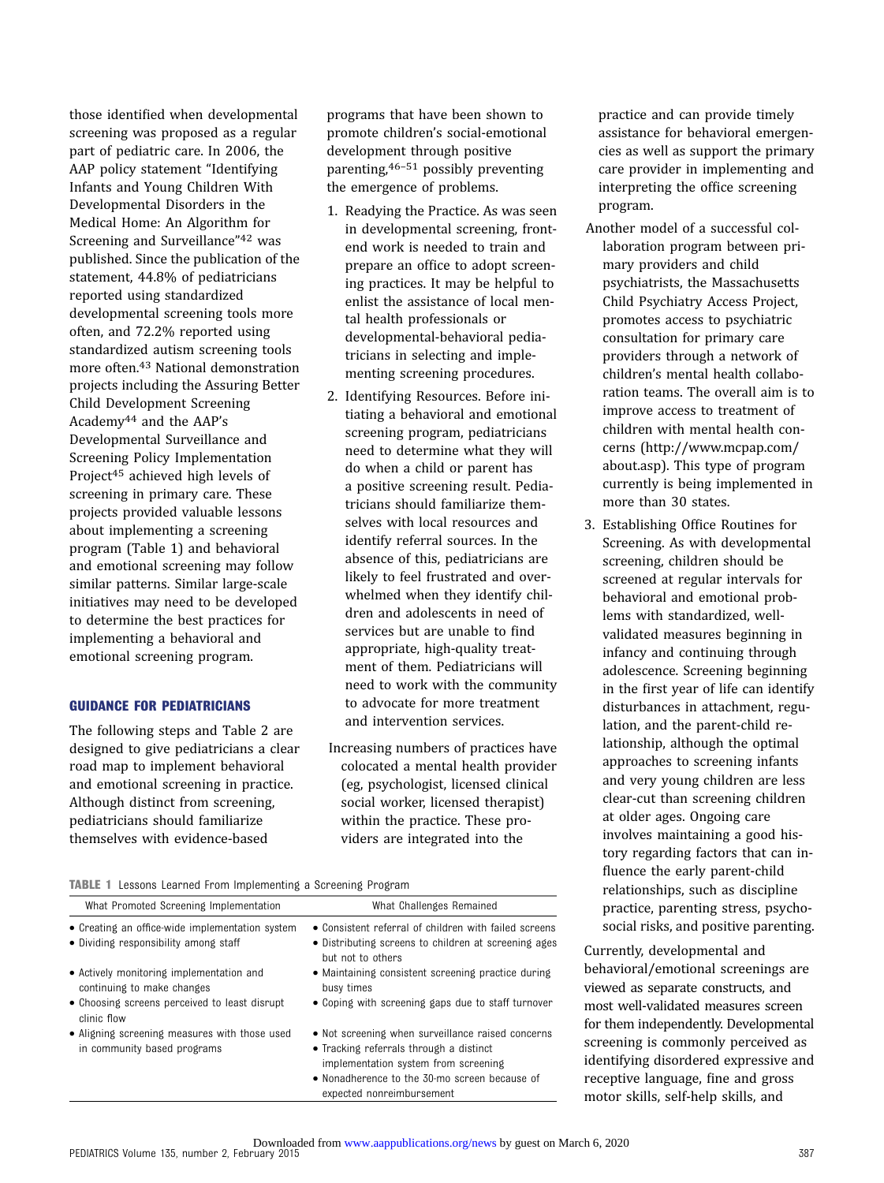those identified when developmental screening was proposed as a regular part of pediatric care. In 2006, the AAP policy statement "Identifying Infants and Young Children With Developmental Disorders in the Medical Home: An Algorithm for Screening and Surveillance"[42] was published. Since the publication of the statement, 44.8% of pediatricians reported using standardized developmental screening tools more often, and 72.2% reported using standardized autism screening tools more often.[43] National demonstration projects including the Assuring Better Child Development Screening Academy[44] and the AAP's Developmental Surveillance and Screening Policy Implementation Project[45] achieved high levels of screening in primary care. These projects provided valuable lessons about implementing a screening program (Table 1) and behavioral and emotional screening may follow similar patterns. Similar large-scale initiatives may need to be developed to determine the best practices for implementing a behavioral and emotional screening program.

## GUIDANCE FOR PEDIATRICIANS

The following steps and Table 2 are designed to give pediatricians a clear road map to implement behavioral and emotional screening in practice. Although distinct from screening, pediatricians should familiarize themselves with evidence-based programs that have been shown to promote children's social-emotional development through positive parenting,[46–51] possibly preventing the emergence of problems.

1. Readying the Practice. As was seen in developmental screening, front-end work is needed to train and prepare an office to adopt screening practices. It may be helpful to enlist the assistance of local mental health professionals or developmental-behavioral pediatricians in selecting and implementing screening procedures.
2. Identifying Resources. Before initiating a behavioral and emotional screening program, pediatricians need to determine what they will do when a child or parent has a positive screening result. Pediatricians should familiarize themselves with local resources and identify referral sources. In the absence of this, pediatricians are likely to feel frustrated and overwhelmed when they identify children and adolescents in need of services but are unable to find appropriate, high-quality treatment of them. Pediatricians will need to work with the community to advocate for more treatment and intervention services.

   Increasing numbers of practices have colocated a mental health provider (eg, psychologist, licensed clinical social worker, licensed therapist) within the practice. These providers are integrated into the practice and can provide timely assistance for behavioral emergencies as well as support the primary care provider in implementing and interpreting the office screening program.

   Another model of a successful collaboration program between primary providers and child psychiatrists, the Massachusetts Child Psychiatry Access Project, promotes access to psychiatric consultation for primary care providers through a network of children's mental health collaboration teams. The overall aim is to improve access to treatment of children with mental health concerns (http://www.mcpap.com/about.asp). This type of program currently is being implemented in more than 30 states.
3. Establishing Office Routines for Screening. As with developmental screening, children should be screened at regular intervals for behavioral and emotional problems with standardized, well-validated measures beginning in infancy and continuing through adolescence. Screening beginning in the first year of life can identify disturbances in attachment, regulation, and the parent-child relationship, although the optimal approaches to screening infants and very young children are less clear-cut than screening children at older ages. Ongoing care involves maintaining a good history regarding factors that can influence the early parent-child relationships, such as discipline practice, parenting stress, psychosocial risks, and positive parenting.

Currently, developmental and behavioral/emotional screenings are viewed as separate constructs, and most well-validated measures screen for them independently. Developmental screening is commonly perceived as identifying disordered expressive and receptive language, fine and gross motor skills, self-help skills, and

**TABLE 1** Lessons Learned From Implementing a Screening Program

| What Promoted Screening Implementation | What Challenges Remained |
|---|---|
| • Creating an office-wide implementation system<br>• Dividing responsibility among staff | • Consistent referral of children with failed screens<br>• Distributing screens to children at screening ages but not to others |
| • Actively monitoring implementation and continuing to make changes<br>• Choosing screens perceived to least disrupt clinic flow | • Maintaining consistent screening practice during busy times<br>• Coping with screening gaps due to staff turnover |
| • Aligning screening measures with those used in community based programs | • Not screening when surveillance raised concerns<br>• Tracking referrals through a distinct implementation system from screening<br>• Nonadherence to the 30-mo screen because of expected nonreimbursement |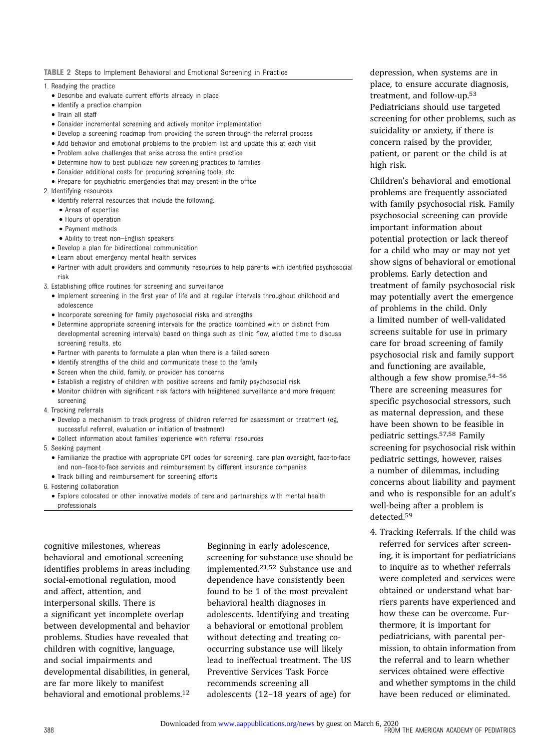**TABLE 2** Steps to Implement Behavioral and Emotional Screening in Practice

1. Readying the practice
   - Describe and evaluate current efforts already in place
   - Identify a practice champion
   - Train all staff
   - Consider incremental screening and actively monitor implementation
   - Develop a screening roadmap from providing the screen through the referral process
   - Add behavior and emotional problems to the problem list and update this at each visit
   - Problem solve challenges that arise across the entire practice
   - Determine how to best publicize new screening practices to families
   - Consider additional costs for procuring screening tools, etc
   - Prepare for psychiatric emergencies that may present in the office
2. Identifying resources
   - Identify referral resources that include the following:
     - Areas of expertise
     - Hours of operation
     - Payment methods
     - Ability to treat non–English speakers
   - Develop a plan for bidirectional communication
   - Learn about emergency mental health services
   - Partner with adult providers and community resources to help parents with identified psychosocial risk
3. Establishing office routines for screening and surveillance
   - Implement screening in the first year of life and at regular intervals throughout childhood and adolescence
   - Incorporate screening for family psychosocial risks and strengths
   - Determine appropriate screening intervals for the practice (combined with or distinct from developmental screening intervals) based on things such as clinic flow, allotted time to discuss screening results, etc
   - Partner with parents to formulate a plan when there is a failed screen
   - Identify strengths of the child and communicate these to the family
   - Screen when the child, family, or provider has concerns
   - Establish a registry of children with positive screens and family psychosocial risk
   - Monitor children with significant risk factors with heightened surveillance and more frequent screening
4. Tracking referrals
   - Develop a mechanism to track progress of children referred for assessment or treatment (eg, successful referral, evaluation or initiation of treatment)
   - Collect information about families' experience with referral resources
5. Seeking payment
   - Familiarize the practice with appropriate CPT codes for screening, care plan oversight, face-to-face and non–face-to-face services and reimbursement by different insurance companies
   - Track billing and reimbursement for screening efforts
6. Fostering collaboration
   - Explore colocated or other innovative models of care and partnerships with mental health professionals

cognitive milestones, whereas behavioral and emotional screening identifies problems in areas including social-emotional regulation, mood and affect, attention, and interpersonal skills. There is a significant yet incomplete overlap between developmental and behavior problems. Studies have revealed that children with cognitive, language, and social impairments and developmental disabilities, in general, are far more likely to manifest behavioral and emotional problems.[12]

Beginning in early adolescence, screening for substance use should be implemented.[21,52] Substance use and dependence have consistently been found to be 1 of the most prevalent behavioral health diagnoses in adolescents. Identifying and treating a behavioral or emotional problem without detecting and treating co-occurring substance use will likely lead to ineffectual treatment. The US Preventive Services Task Force recommends screening all adolescents (12–18 years of age) for depression, when systems are in place, to ensure accurate diagnosis, treatment, and follow-up.[53] Pediatricians should use targeted screening for other problems, such as suicidality or anxiety, if there is concern raised by the provider, patient, or parent or the child is at high risk.

Children's behavioral and emotional problems are frequently associated with family psychosocial risk. Family psychosocial screening can provide important information about potential protection or lack thereof for a child who may or may not yet show signs of behavioral or emotional problems. Early detection and treatment of family psychosocial risk may potentially avert the emergence of problems in the child. Only a limited number of well-validated screens suitable for use in primary care for broad screening of family psychosocial risk and family support and functioning are available, although a few show promise.[54–56] There are screening measures for specific psychosocial stressors, such as maternal depression, and these have been shown to be feasible in pediatric settings.[57,58] Family screening for psychosocial risk within pediatric settings, however, raises a number of dilemmas, including concerns about liability and payment and who is responsible for an adult's well-being after a problem is detected.[59]

4. Tracking Referrals. If the child was referred for services after screening, it is important for pediatricians to inquire as to whether referrals were completed and services were obtained or understand what barriers parents have experienced and how these can be overcome. Furthermore, it is important for pediatricians, with parental permission, to obtain information from the referral and to learn whether services obtained were effective and whether symptoms in the child have been reduced or eliminated.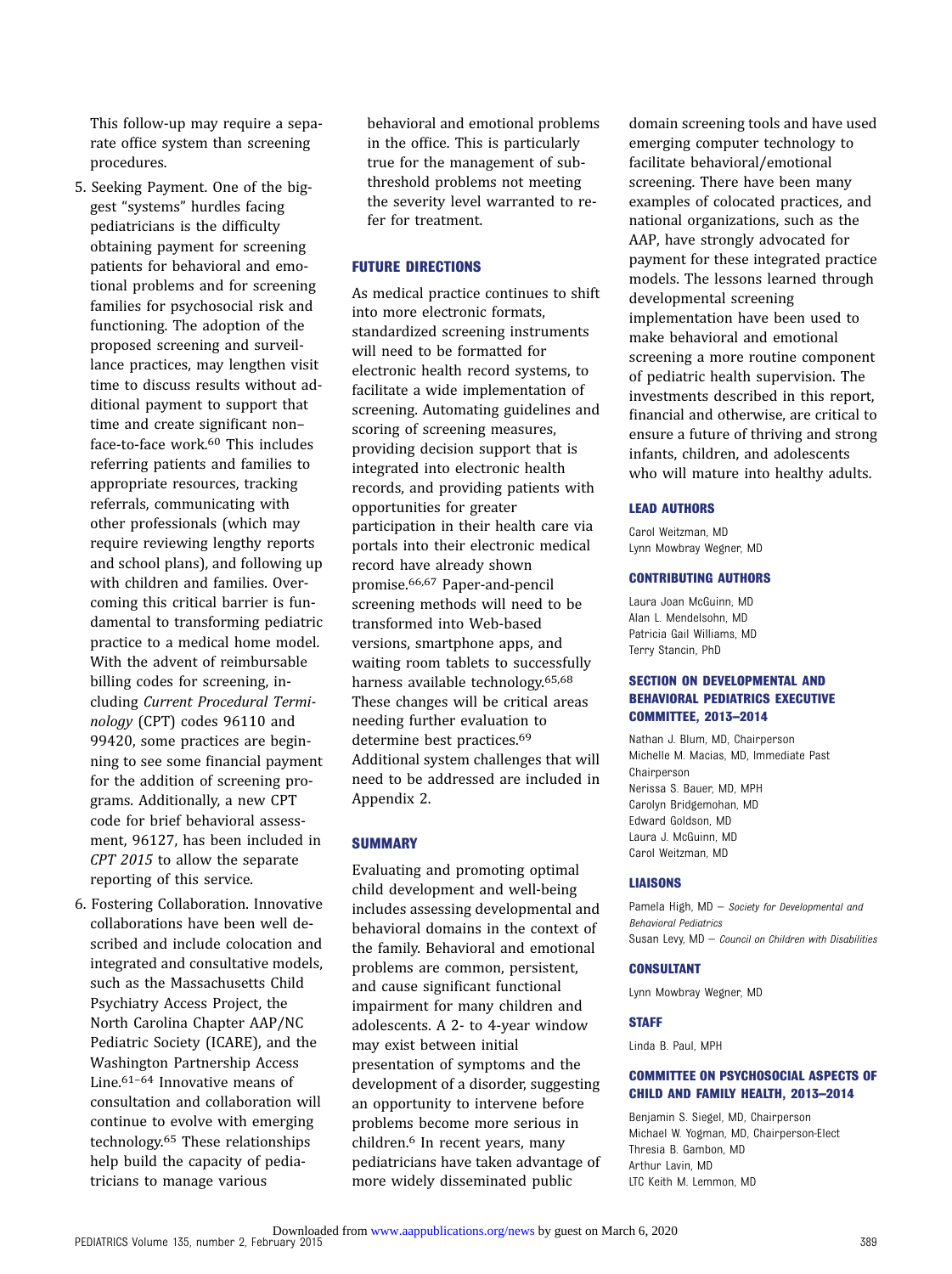This follow-up may require a separate office system than screening procedures.

5. Seeking Payment. One of the biggest "systems" hurdles facing pediatricians is the difficulty obtaining payment for screening patients for behavioral and emotional problems and for screening families for psychosocial risk and functioning. The adoption of the proposed screening and surveillance practices, may lengthen visit time to discuss results without additional payment to support that time and create significant non–face-to-face work.[60] This includes referring patients and families to appropriate resources, tracking referrals, communicating with other professionals (which may require reviewing lengthy reports and school plans), and following up with children and families. Overcoming this critical barrier is fundamental to transforming pediatric practice to a medical home model. With the advent of reimbursable billing codes for screening, including *Current Procedural Terminology* (CPT) codes 96110 and 99420, some practices are beginning to see some financial payment for the addition of screening programs. Additionally, a new CPT code for brief behavioral assessment, 96127, has been included in *CPT 2015* to allow the separate reporting of this service.
6. Fostering Collaboration. Innovative collaborations have been well described and include colocation and integrated and consultative models, such as the Massachusetts Child Psychiatry Access Project, the North Carolina Chapter AAP/NC Pediatric Society (ICARE), and the Washington Partnership Access Line.[61–64] Innovative means of consultation and collaboration will continue to evolve with emerging technology.[65] These relationships help build the capacity of pediatricians to manage various behavioral and emotional problems in the office. This is particularly true for the management of subthreshold problems not meeting the severity level warranted to refer for treatment.

## FUTURE DIRECTIONS

As medical practice continues to shift into more electronic formats, standardized screening instruments will need to be formatted for electronic health record systems, to facilitate a wide implementation of screening. Automating guidelines and scoring of screening measures, providing decision support that is integrated into electronic health records, and providing patients with opportunities for greater participation in their health care via portals into their electronic medical record have already shown promise.[66,67] Paper-and-pencil screening methods will need to be transformed into Web-based versions, smartphone apps, and waiting room tablets to successfully harness available technology.[65,68] These changes will be critical areas needing further evaluation to determine best practices.[69] Additional system challenges that will need to be addressed are included in Appendix 2.

## SUMMARY

Evaluating and promoting optimal child development and well-being includes assessing developmental and behavioral domains in the context of the family. Behavioral and emotional problems are common, persistent, and cause significant functional impairment for many children and adolescents. A 2- to 4-year window may exist between initial presentation of symptoms and the development of a disorder, suggesting an opportunity to intervene before problems become more serious in children.[6] In recent years, many pediatricians have taken advantage of more widely disseminated public domain screening tools and have used emerging computer technology to facilitate behavioral/emotional screening. There have been many examples of colocated practices, and national organizations, such as the AAP, have strongly advocated for payment for these integrated practice models. The lessons learned through developmental screening implementation have been used to make behavioral and emotional screening a more routine component of pediatric health supervision. The investments described in this report, financial and otherwise, are critical to ensure a future of thriving and strong infants, children, and adolescents who will mature into healthy adults.

### LEAD AUTHORS

Carol Weitzman, MD
Lynn Mowbray Wegner, MD

### CONTRIBUTING AUTHORS

Laura Joan McGuinn, MD
Alan L. Mendelsohn, MD
Patricia Gail Williams, MD
Terry Stancin, PhD

### SECTION ON DEVELOPMENTAL AND BEHAVIORAL PEDIATRICS EXECUTIVE COMMITTEE, 2013–2014

Nathan J. Blum, MD, Chairperson
Michelle M. Macias, MD, Immediate Past Chairperson
Nerissa S. Bauer, MD, MPH
Carolyn Bridgemohan, MD
Edward Goldson, MD
Laura J. McGuinn, MD
Carol Weitzman, MD

### LIAISONS

Pamela High, MD – *Society for Developmental and Behavioral Pediatrics*
Susan Levy, MD – *Council on Children with Disabilities*

### CONSULTANT

Lynn Mowbray Wegner, MD

### STAFF

Linda B. Paul, MPH

### COMMITTEE ON PSYCHOSOCIAL ASPECTS OF CHILD AND FAMILY HEALTH, 2013–2014

Benjamin S. Siegel, MD, Chairperson
Michael W. Yogman, MD, Chairperson-Elect
Thresia B. Gambon, MD
Arthur Lavin, MD
LTC Keith M. Lemmon, MD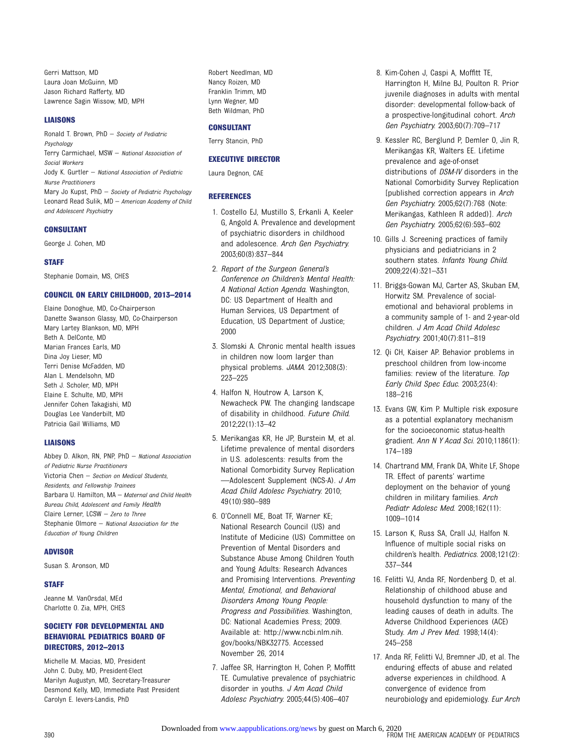Gerri Mattson, MD
Laura Joan McGuinn, MD
Jason Richard Rafferty, MD
Lawrence Sagin Wissow, MD, MPH

### LIAISONS

Ronald T. Brown, PhD – *Society of Pediatric Psychology*
Terry Carmichael, MSW – *National Association of Social Workers*
Jody K. Gurtler – *National Association of Pediatric Nurse Practitioners*
Mary Jo Kupst, PhD – *Society of Pediatric Psychology*
Leonard Read Sulik, MD – *American Academy of Child and Adolescent Psychiatry*

### CONSULTANT

George J. Cohen, MD

### STAFF

Stephanie Domain, MS, CHES

### COUNCIL ON EARLY CHILDHOOD, 2013–2014

Elaine Donoghue, MD, Co-Chairperson
Danette Swanson Glassy, MD, Co-Chairperson
Mary Lartey Blankson, MD, MPH
Beth A. DelConte, MD
Marian Frances Earls, MD
Dina Joy Lieser, MD
Terri Denise McFadden, MD
Alan L. Mendelsohn, MD
Seth J. Scholer, MD, MPH
Elaine E. Schulte, MD, MPH
Jennifer Cohen Takagishi, MD
Douglas Lee Vanderbilt, MD
Patricia Gail Williams, MD

### LIAISONS

Abbey D. Alkon, RN, PNP, PhD – *National Association of Pediatric Nurse Practitioners*
Victoria Chen – *Section on Medical Students, Residents, and Fellowship Trainees*
Barbara U. Hamilton, MA – *Maternal and Child Health Bureau Child, Adolescent and Family Health*
Claire Lerner, LCSW – *Zero to Three*
Stephanie Olmore – *National Association for the Education of Young Children*

### ADVISOR

Susan S. Aronson, MD

### STAFF

Jeanne M. VanOrsdal, MEd
Charlotte O. Zia, MPH, CHES

### SOCIETY FOR DEVELOPMENTAL AND BEHAVIORAL PEDIATRICS BOARD OF DIRECTORS, 2012–2013

Michelle M. Macias, MD, President
John C. Duby, MD, President-Elect
Marilyn Augustyn, MD, Secretary-Treasurer
Desmond Kelly, MD, Immediate Past President
Carolyn E. Ievers-Landis, PhD
Robert Needlman, MD
Nancy Roizen, MD
Franklin Trimm, MD
Lynn Wegner, MD
Beth Wildman, PhD

### CONSULTANT

Terry Stancin, PhD

### EXECUTIVE DIRECTOR

Laura Degnon, CAE

### REFERENCES

1. Costello EJ, Mustillo S, Erkanli A, Keeler G, Angold A. Prevalence and development of psychiatric disorders in childhood and adolescence. *Arch Gen Psychiatry*. 2003;60(8):837–844
2. *Report of the Surgeon General's Conference on Children's Mental Health: A National Action Agenda*. Washington, DC: US Department of Health and Human Services, US Department of Education, US Department of Justice; 2000
3. Slomski A. Chronic mental health issues in children now loom larger than physical problems. *JAMA*. 2012;308(3):223–225
4. Halfon N, Houtrow A, Larson K, Newacheck PW. The changing landscape of disability in childhood. *Future Child*. 2012;22(1):13–42
5. Merikangas KR, He JP, Burstein M, et al. Lifetime prevalence of mental disorders in U.S. adolescents: results from the National Comorbidity Survey Replication—Adolescent Supplement (NCS-A). *J Am Acad Child Adolesc Psychiatry*. 2010;49(10):980–989
6. O'Connell ME, Boat TF, Warner KE; National Research Council (US) and Institute of Medicine (US) Committee on Prevention of Mental Disorders and Substance Abuse Among Children Youth and Young Adults: Research Advances and Promising Interventions. *Preventing Mental, Emotional, and Behavioral Disorders Among Young People: Progress and Possibilities*. Washington, DC: National Academies Press; 2009. Available at: http://www.ncbi.nlm.nih.gov/books/NBK32775. Accessed November 26, 2014
7. Jaffee SR, Harrington H, Cohen P, Moffitt TE. Cumulative prevalence of psychiatric disorder in youths. *J Am Acad Child Adolesc Psychiatry*. 2005;44(5):406–407
8. Kim-Cohen J, Caspi A, Moffitt TE, Harrington H, Milne BJ, Poulton R. Prior juvenile diagnoses in adults with mental disorder: developmental follow-back of a prospective-longitudinal cohort. *Arch Gen Psychiatry*. 2003;60(7):709–717
9. Kessler RC, Berglund P, Demler O, Jin R, Merikangas KR, Walters EE. Lifetime prevalence and age-of-onset distributions of *DSM-IV* disorders in the National Comorbidity Survey Replication [published correction appears in *Arch Gen Psychiatry*. 2005;62(7):768 (Note: Merikangas, Kathleen R added)]. *Arch Gen Psychiatry*. 2005;62(6):593–602
10. Gills J. Screening practices of family physicians and pediatricians in 2 southern states. *Infants Young Child*. 2009;22(4):321–331
11. Briggs-Gowan MJ, Carter AS, Skuban EM, Horwitz SM. Prevalence of social-emotional and behavioral problems in a community sample of 1- and 2-year-old children. *J Am Acad Child Adolesc Psychiatry*. 2001;40(7):811–819
12. Qi CH, Kaiser AP. Behavior problems in preschool children from low-income families: review of the literature. *Top Early Child Spec Educ*. 2003;23(4):188–216
13. Evans GW, Kim P. Multiple risk exposure as a potential explanatory mechanism for the socioeconomic status-health gradient. *Ann N Y Acad Sci*. 2010;1186(1):174–189
14. Chartrand MM, Frank DA, White LF, Shope TR. Effect of parents' wartime deployment on the behavior of young children in military families. *Arch Pediatr Adolesc Med*. 2008;162(11):1009–1014
15. Larson K, Russ SA, Crall JJ, Halfon N. Influence of multiple social risks on children's health. *Pediatrics*. 2008;121(2):337–344
16. Felitti VJ, Anda RF, Nordenberg D, et al. Relationship of childhood abuse and household dysfunction to many of the leading causes of death in adults. The Adverse Childhood Experiences (ACE) Study. *Am J Prev Med*. 1998;14(4):245–258
17. Anda RF, Felitti VJ, Bremner JD, et al. The enduring effects of abuse and related adverse experiences in childhood. A convergence of evidence from neurobiology and epidemiology. *Eur Arch*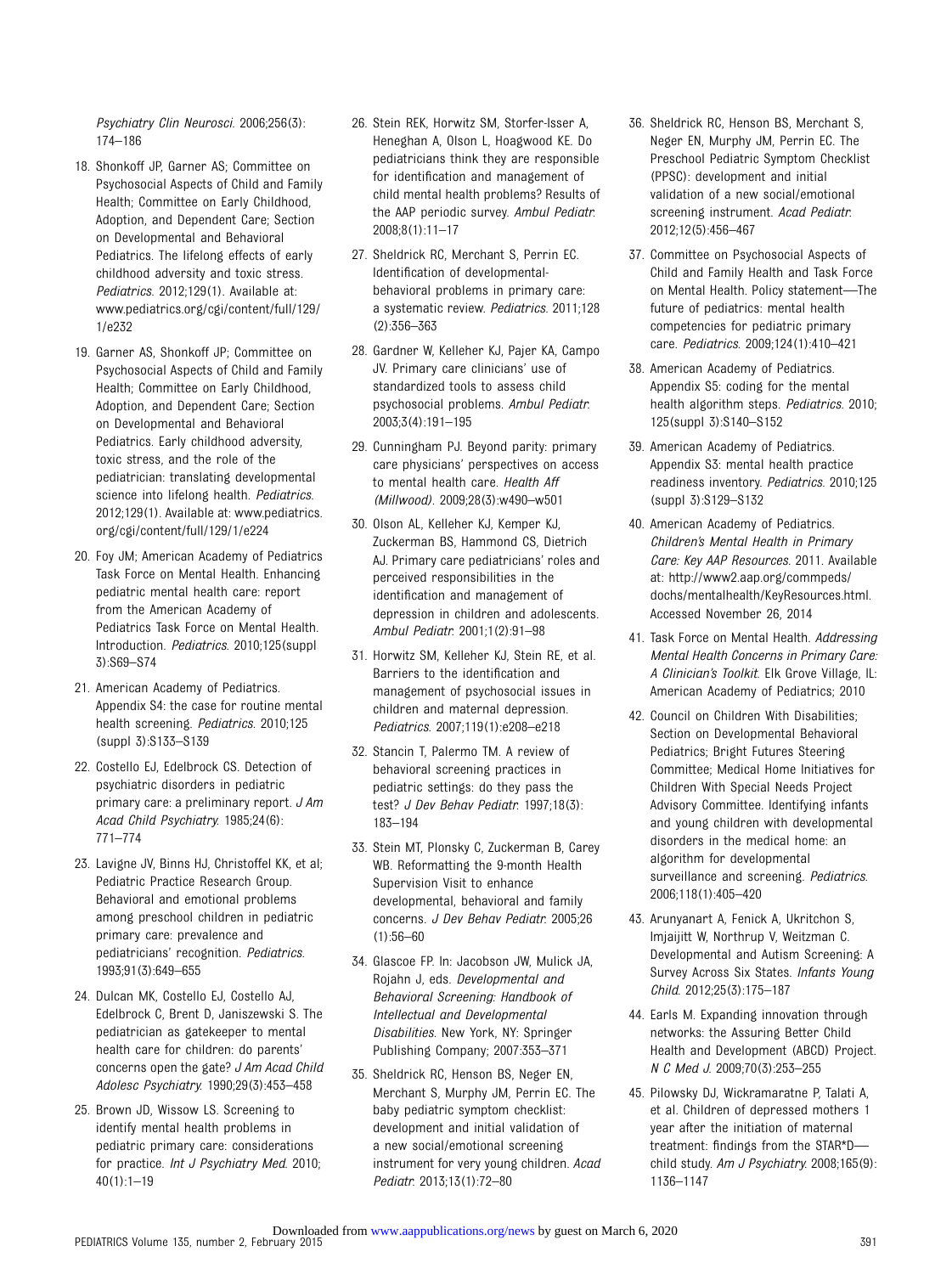*Psychiatry Clin Neurosci*. 2006;256(3): 174–186

18. Shonkoff JP, Garner AS; Committee on Psychosocial Aspects of Child and Family Health; Committee on Early Childhood, Adoption, and Dependent Care; Section on Developmental and Behavioral Pediatrics. The lifelong effects of early childhood adversity and toxic stress. *Pediatrics*. 2012;129(1). Available at: www.pediatrics.org/cgi/content/full/129/1/e232
19. Garner AS, Shonkoff JP; Committee on Psychosocial Aspects of Child and Family Health; Committee on Early Childhood, Adoption, and Dependent Care; Section on Developmental and Behavioral Pediatrics. Early childhood adversity, toxic stress, and the role of the pediatrician: translating developmental science into lifelong health. *Pediatrics*. 2012;129(1). Available at: www.pediatrics.org/cgi/content/full/129/1/e224
20. Foy JM; American Academy of Pediatrics Task Force on Mental Health. Enhancing pediatric mental health care: report from the American Academy of Pediatrics Task Force on Mental Health. Introduction. *Pediatrics*. 2010;125(suppl 3):S69–S74
21. American Academy of Pediatrics. Appendix S4: the case for routine mental health screening. *Pediatrics*. 2010;125 (suppl 3):S133–S139
22. Costello EJ, Edelbrock CS. Detection of psychiatric disorders in pediatric primary care: a preliminary report. *J Am Acad Child Psychiatry*. 1985;24(6): 771–774
23. Lavigne JV, Binns HJ, Christoffel KK, et al; Pediatric Practice Research Group. Behavioral and emotional problems among preschool children in pediatric primary care: prevalence and pediatricians' recognition. *Pediatrics*. 1993;91(3):649–655
24. Dulcan MK, Costello EJ, Costello AJ, Edelbrock C, Brent D, Janiszewski S. The pediatrician as gatekeeper to mental health care for children: do parents' concerns open the gate? *J Am Acad Child Adolesc Psychiatry*. 1990;29(3):453–458
25. Brown JD, Wissow LS. Screening to identify mental health problems in pediatric primary care: considerations for practice. *Int J Psychiatry Med*. 2010; 40(1):1–19
26. Stein REK, Horwitz SM, Storfer-Isser A, Heneghan A, Olson L, Hoagwood KE. Do pediatricians think they are responsible for identification and management of child mental health problems? Results of the AAP periodic survey. *Ambul Pediatr*. 2008;8(1):11–17
27. Sheldrick RC, Merchant S, Perrin EC. Identification of developmental-behavioral problems in primary care: a systematic review. *Pediatrics*. 2011;128 (2):356–363
28. Gardner W, Kelleher KJ, Pajer KA, Campo JV. Primary care clinicians' use of standardized tools to assess child psychosocial problems. *Ambul Pediatr*. 2003;3(4):191–195
29. Cunningham PJ. Beyond parity: primary care physicians' perspectives on access to mental health care. *Health Aff (Millwood)*. 2009;28(3):w490–w501
30. Olson AL, Kelleher KJ, Kemper KJ, Zuckerman BS, Hammond CS, Dietrich AJ. Primary care pediatricians' roles and perceived responsibilities in the identification and management of depression in children and adolescents. *Ambul Pediatr*. 2001;1(2):91–98
31. Horwitz SM, Kelleher KJ, Stein RE, et al. Barriers to the identification and management of psychosocial issues in children and maternal depression. *Pediatrics*. 2007;119(1):e208–e218
32. Stancin T, Palermo TM. A review of behavioral screening practices in pediatric settings: do they pass the test? *J Dev Behav Pediatr*. 1997;18(3): 183–194
33. Stein MT, Plonsky C, Zuckerman B, Carey WB. Reformatting the 9-month Health Supervision Visit to enhance developmental, behavioral and family concerns. *J Dev Behav Pediatr*. 2005;26 (1):56–60
34. Glascoe FP. In: Jacobson JW, Mulick JA, Rojahn J, eds. *Developmental and Behavioral Screening: Handbook of Intellectual and Developmental Disabilities*. New York, NY: Springer Publishing Company; 2007:353–371
35. Sheldrick RC, Henson BS, Neger EN, Merchant S, Murphy JM, Perrin EC. The baby pediatric symptom checklist: development and initial validation of a new social/emotional screening instrument for very young children. *Acad Pediatr*. 2013;13(1):72–80
36. Sheldrick RC, Henson BS, Merchant S, Neger EN, Murphy JM, Perrin EC. The Preschool Pediatric Symptom Checklist (PPSC): development and initial validation of a new social/emotional screening instrument. *Acad Pediatr*. 2012;12(5):456–467
37. Committee on Psychosocial Aspects of Child and Family Health and Task Force on Mental Health. Policy statement—The future of pediatrics: mental health competencies for pediatric primary care. *Pediatrics*. 2009;124(1):410–421
38. American Academy of Pediatrics. Appendix S5: coding for the mental health algorithm steps. *Pediatrics*. 2010; 125(suppl 3):S140–S152
39. American Academy of Pediatrics. Appendix S3: mental health practice readiness inventory. *Pediatrics*. 2010;125 (suppl 3):S129–S132
40. American Academy of Pediatrics. *Children's Mental Health in Primary Care: Key AAP Resources*. 2011. Available at: http://www2.aap.org/commpeds/dochs/mentalhealth/KeyResources.html. Accessed November 26, 2014
41. Task Force on Mental Health. *Addressing Mental Health Concerns in Primary Care: A Clinician's Toolkit*. Elk Grove Village, IL: American Academy of Pediatrics; 2010
42. Council on Children With Disabilities; Section on Developmental Behavioral Pediatrics; Bright Futures Steering Committee; Medical Home Initiatives for Children With Special Needs Project Advisory Committee. Identifying infants and young children with developmental disorders in the medical home: an algorithm for developmental surveillance and screening. *Pediatrics*. 2006;118(1):405–420
43. Arunyanart A, Fenick A, Ukritchon S, Imjaijitt W, Northrup V, Weitzman C. Developmental and Autism Screening: A Survey Across Six States. *Infants Young Child*. 2012;25(3):175–187
44. Earls M. Expanding innovation through networks: the Assuring Better Child Health and Development (ABCD) Project. *N C Med J*. 2009;70(3):253–255
45. Pilowsky DJ, Wickramaratne P, Talati A, et al. Children of depressed mothers 1 year after the initiation of maternal treatment: findings from the STAR*D—child study. *Am J Psychiatry*. 2008;165(9): 1136–1147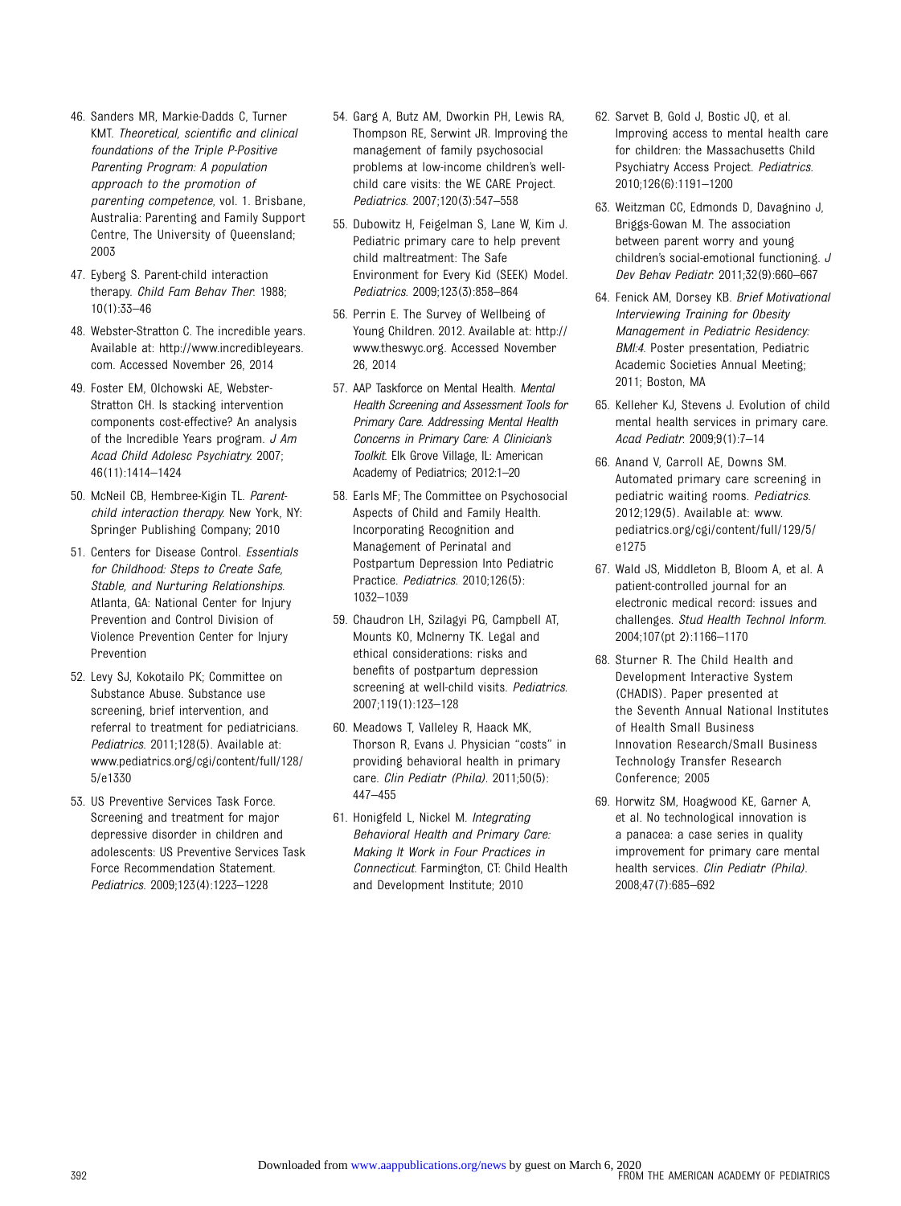46. Sanders MR, Markie-Dadds C, Turner KMT. *Theoretical, scientific and clinical foundations of the Triple P-Positive Parenting Program: A population approach to the promotion of parenting competence*, vol. 1. Brisbane, Australia: Parenting and Family Support Centre, The University of Queensland; 2003

47. Eyberg S. Parent-child interaction therapy. *Child Fam Behav Ther*. 1988; 10(1):33–46

48. Webster-Stratton C. The incredible years. Available at: http://www.incredibleyears.com. Accessed November 26, 2014

49. Foster EM, Olchowski AE, Webster-Stratton CH. Is stacking intervention components cost-effective? An analysis of the Incredible Years program. *J Am Acad Child Adolesc Psychiatry*. 2007; 46(11):1414–1424

50. McNeil CB, Hembree-Kigin TL. *Parent-child interaction therapy*. New York, NY: Springer Publishing Company; 2010

51. Centers for Disease Control. *Essentials for Childhood: Steps to Create Safe, Stable, and Nurturing Relationships*. Atlanta, GA: National Center for Injury Prevention and Control Division of Violence Prevention Center for Injury Prevention

52. Levy SJ, Kokotailo PK; Committee on Substance Abuse. Substance use screening, brief intervention, and referral to treatment for pediatricians. *Pediatrics*. 2011;128(5). Available at: www.pediatrics.org/cgi/content/full/128/5/e1330

53. US Preventive Services Task Force. Screening and treatment for major depressive disorder in children and adolescents: US Preventive Services Task Force Recommendation Statement. *Pediatrics*. 2009;123(4):1223–1228

54. Garg A, Butz AM, Dworkin PH, Lewis RA, Thompson RE, Serwint JR. Improving the management of family psychosocial problems at low-income children's well-child care visits: the WE CARE Project. *Pediatrics*. 2007;120(3):547–558

55. Dubowitz H, Feigelman S, Lane W, Kim J. Pediatric primary care to help prevent child maltreatment: The Safe Environment for Every Kid (SEEK) Model. *Pediatrics*. 2009;123(3):858–864

56. Perrin E. The Survey of Wellbeing of Young Children. 2012. Available at: http://www.theswyc.org. Accessed November 26, 2014

57. AAP Taskforce on Mental Health. *Mental Health Screening and Assessment Tools for Primary Care. Addressing Mental Health Concerns in Primary Care: A Clinician's Toolkit*. Elk Grove Village, IL: American Academy of Pediatrics; 2012:1–20

58. Earls MF; The Committee on Psychosocial Aspects of Child and Family Health. Incorporating Recognition and Management of Perinatal and Postpartum Depression Into Pediatric Practice. *Pediatrics*. 2010;126(5): 1032–1039

59. Chaudron LH, Szilagyi PG, Campbell AT, Mounts KO, McInerny TK. Legal and ethical considerations: risks and benefits of postpartum depression screening at well-child visits. *Pediatrics*. 2007;119(1):123–128

60. Meadows T, Valleley R, Haack MK, Thorson R, Evans J. Physician "costs" in providing behavioral health in primary care. *Clin Pediatr (Phila)*. 2011;50(5): 447–455

61. Honigfeld L, Nickel M. *Integrating Behavioral Health and Primary Care: Making It Work in Four Practices in Connecticut*. Farmington, CT: Child Health and Development Institute; 2010

62. Sarvet B, Gold J, Bostic JQ, et al. Improving access to mental health care for children: the Massachusetts Child Psychiatry Access Project. *Pediatrics*. 2010;126(6):1191–1200

63. Weitzman CC, Edmonds D, Davagnino J, Briggs-Gowan M. The association between parent worry and young children's social-emotional functioning. *J Dev Behav Pediatr*. 2011;32(9):660–667

64. Fenick AM, Dorsey KB. *Brief Motivational Interviewing Training for Obesity Management in Pediatric Residency: BMI:4*. Poster presentation, Pediatric Academic Societies Annual Meeting; 2011; Boston, MA

65. Kelleher KJ, Stevens J. Evolution of child mental health services in primary care. *Acad Pediatr*. 2009;9(1):7–14

66. Anand V, Carroll AE, Downs SM. Automated primary care screening in pediatric waiting rooms. *Pediatrics*. 2012;129(5). Available at: www.pediatrics.org/cgi/content/full/129/5/e1275

67. Wald JS, Middleton B, Bloom A, et al. A patient-controlled journal for an electronic medical record: issues and challenges. *Stud Health Technol Inform*. 2004;107(pt 2):1166–1170

68. Sturner R. The Child Health and Development Interactive System (CHADIS). Paper presented at the Seventh Annual National Institutes of Health Small Business Innovation Research/Small Business Technology Transfer Research Conference; 2005

69. Horwitz SM, Hoagwood KE, Garner A, et al. No technological innovation is a panacea: a case series in quality improvement for primary care mental health services. *Clin Pediatr (Phila)*. 2008;47(7):685–692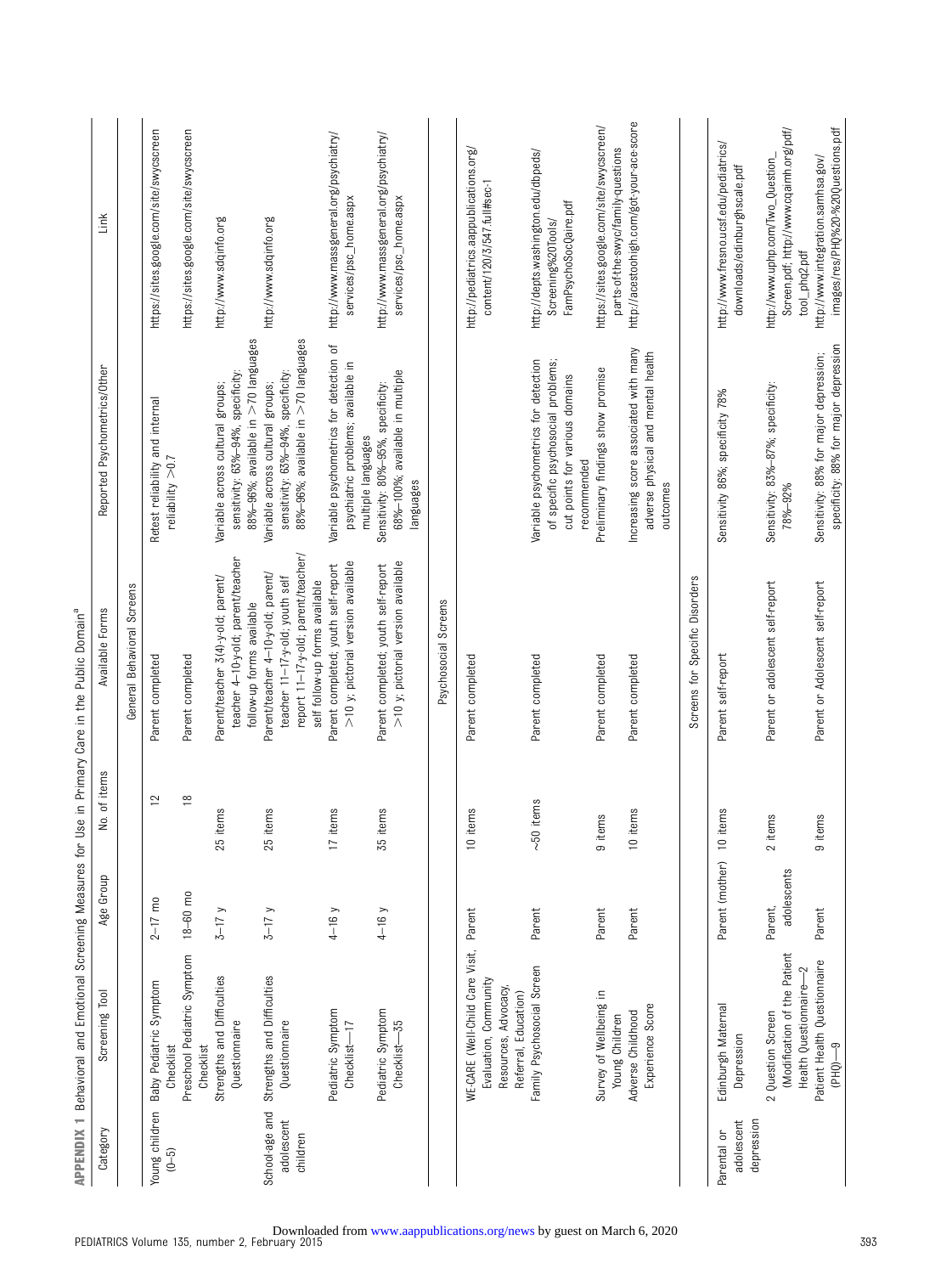**APPENDIX 1** Behavioral and Emotional Screening Measures for Use in Primary Care in the Public Domain[a]

| Category | Screening Tool | Age Group | No. of Items | Available Forms | Reported Psychometrics/Other | Link |
|---|---|---|---|---|---|---|
| | | | | General Behavioral Screens | | |
| Young children (0–5) | Baby Pediatric Symptom Checklist | 2–17 mo | 12 | Parent completed | Retest reliability and internal reliability >0.7 | https://sites.google.com/site/swycscreen |
| | Preschool Pediatric Symptom Checklist | 18–60 mo | 18 | Parent completed | | https://sites.google.com/site/swycscreen |
| | Strengths and Difficulties Questionnaire | 3–17 y | 25 items | Parent/teacher 3(4)-y-old; parent/teacher 4–10-y-old; parent/teacher follow-up forms available | Variable across cultural groups; sensitivity: 63%–94%, specificity: 88%–96%; available in >70 languages | http://www.sdqinfo.org |
| School-age and adolescent children | Strengths and Difficulties Questionnaire | 3–17 y | 25 items | Parent/teacher 4–10-y-old; parent/teacher 11–17-y-old; youth self report 11–17-y-old; parent/teacher/self follow-up forms available | Variable across cultural groups; sensitivity: 63%–94%, specificity: 88%–96%; available in >70 languages | http://www.sdqinfo.org |
| | Pediatric Symptom Checklist—17 | 4–16 y | 17 items | Parent completed; youth self-report >10 y; pictorial version available | Variable psychometrics for detection of psychiatric problems; available in multiple languages | http://www.massgeneral.org/psychiatry/services/psc_home.aspx |
| | Pediatric Symptom Checklist—35 | 4–16 y | 35 items | Parent completed; youth self-report >10 y; pictorial version available | Sensitivity: 80%–95%, specificity: 68%–100%; available in multiple languages | http://www.massgeneral.org/psychiatry/services/psc_home.aspx |
| | | | | Psychosocial Screens | | |
| | WE-CARE (Well-Child Care Visit, Evaluation, Community Resources, Advocacy, Referral, Education) | Parent | 10 items | Parent completed | | http://pediatrics.aappublications.org/content/120/3/547.full#sec-1 |
| | Family Psychosocial Screen | Parent | ~50 items | Parent completed | Variable psychometrics for detection of specific psychosocial problems; cut points for various domains recommended | http://depts.washington.edu/dbpeds/Screening%20Tools/FamPsychoSocQaire.pdf |
| | Survey of Wellbeing in Young Children | Parent | 9 items | Parent completed | Preliminary findings show promise | https://sites.google.com/site/swycscreen/parts-of-the-swyc/family-questions |
| | Adverse Childhood Experience Score | Parent | 10 items | Parent completed | Increasing score associated with many adverse physical and mental health outcomes | http://acestoohigh.com/got-your-ace-score |
| | | | | Screens for Specific Disorders | | |
| Parental or adolescent depression | Edinburgh Maternal Depression | Parent (mother) | 10 items | Parent self-report | Sensitivity 86%; specificity 78% | http://www.fresno.ucsf.edu/pediatrics/downloads/edinburghscale.pdf |
| | 2 Question Screen (Modification of the Patient Health Questionnaire—2 | Parent, adolescents | 2 items | Parent or adolescent self-report | Sensitivity: 83%–87%; specificity: 78%–92% | http://www.uphp.com/Two_Question_Screen.pdf; http://www.cqaimh.org/pdf/tool_phq2.pdf |
| | Patient Health Questionnaire (PHQ)—9 | Parent | 9 items | Parent or Adolescent self-report | Sensitivity: 88% for major depression; specificity: 88% for major depression | http://www.integration.samhsa.gov/images/res/PHQ%20-%20Questions.pdf |

Downloaded from www.aappublications.org/news by guest on March 6, 2020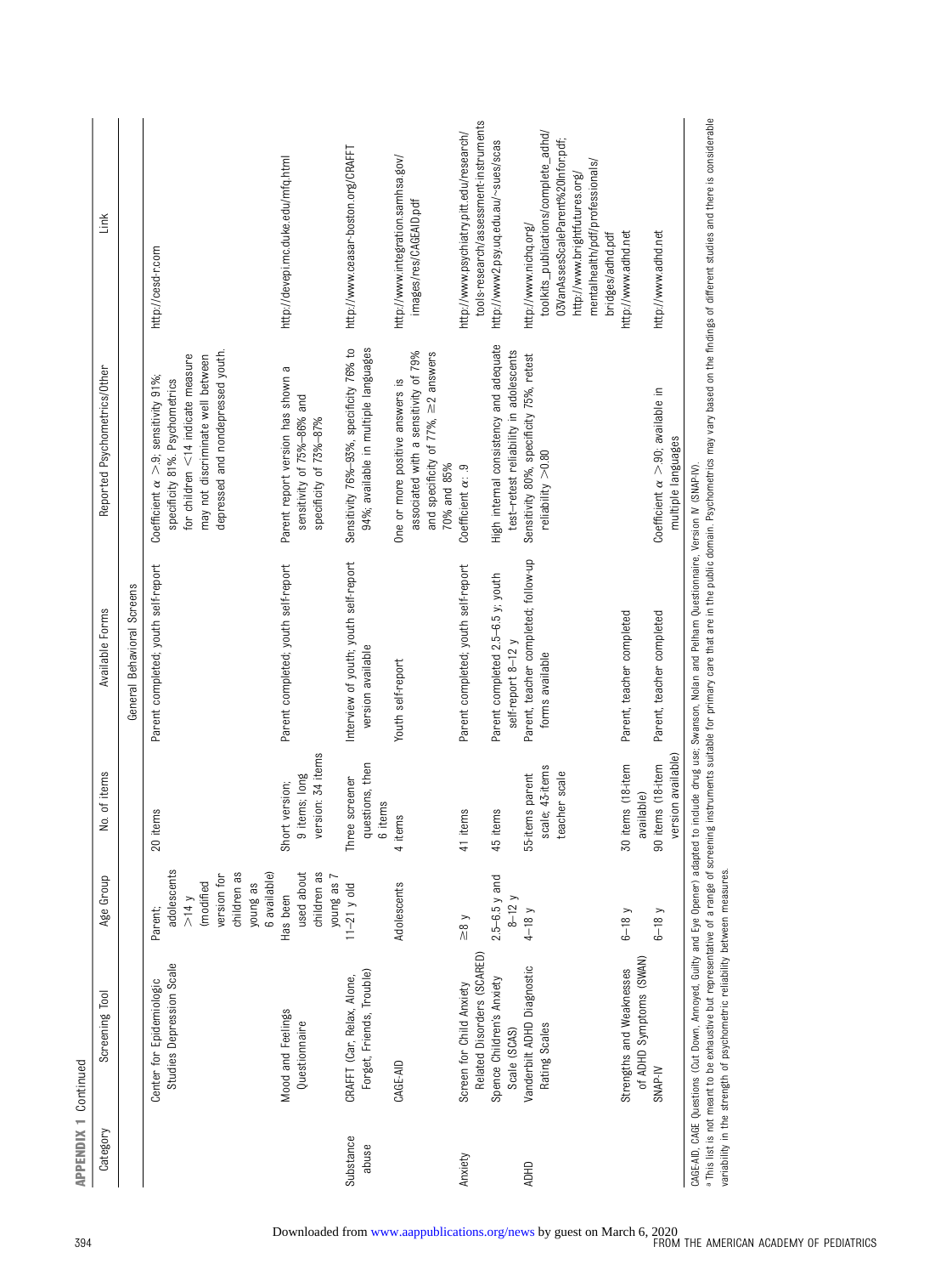APPENDIX 1 Continued

| Category | Screening Tool | Age Group | No. of Items | Available Forms | Reported Psychometrics/Other | Link |
|---|---|---|---|---|---|---|
| | | | | General Behavioral Screens | | |
| | Center for Epidemiologic Studies Depression Scale | Parent; adolescents >14 y (modified version for children as young as 6 available) | 20 items | Parent completed; youth self-report | Coefficient α >.9; sensitivity 91%; specificity 81%. Psychometrics for children <14 indicate measure may not discriminate well between depressed and nondepressed youth. | http://cesd-r.com |
| | Mood and Feelings Questionnaire | Has been used about children as young as 7 | Short version: 9 items; long version: 34 items | Parent completed; youth self-report | Parent report version has shown a sensitivity of 75%–86% and specificity of 73%–87% | http://devepi.mc.duke.edu/mfq.html |
| Substance abuse | CRAFFT (Car, Relax, Alone, Forget, Friends, Trouble) | 11–21 y old | Three screener questions, then 6 items | Interview of youth; youth self-report version available | Sensitivity 76%–93%, specificity 76% to 94%; available in multiple languages | http://www.ceasar-boston.org/CRAFFT |
| | CAGE-AID | Adolescents | 4 items | Youth self-report | One or more positive answers is associated with a sensitivity of 79% and specificity of 77%, ≥2 answers 70% and 85% | http://www.integration.samhsa.gov/images/res/CAGEAID.pdf |
| Anxiety | Screen for Child Anxiety Related Disorders (SCARED) | ≥8 y | 41 items | Parent completed; youth self-report | Coefficient α: .9 | http://www.psychiatry.pitt.edu/research/tools-research/assessment-instruments |
| | Spence Children's Anxiety Scale (SCAS) | 2.5–6.5 y and 8–12 y | 45 items | Parent completed 2.5–6.5 y; youth self-report 8–12 y | High internal consistency and adequate test–retest reliability in adolescents | http://www2.psy.uq.edu.au/~sues/scas |
| ADHD | Vanderbilt ADHD Diagnostic Rating Scales | 4–18 y | 55-items parent scale; 43-items teacher scale | Parent, teacher completed; follow-up forms available | Sensitivity 80%, specificity 75%, retest reliability >0.80 | http://www.nichq.org/toolkits_publications/complete_adhd/03VanAssesScaleParent%20Infor.pdf; http://www.brightfutures.org/mentalhealth/pdf/professionals/bridges/adhd.pdf |
| | Strengths and Weaknesses of ADHD Symptoms (SWAN) | 6–18 y | 30 items (18-item available) | Parent, teacher completed | | http://www.adhd.net |
| | SNAP-IV | 6–18 y | 90 items (18-item version available) | Parent, teacher completed | Coefficient α >.90; available in multiple languages | http://www.adhd.net |

CAGE-AID, CAGE Questions (Cut Down, Annoyed, Guilty and Eye Opener) adapted to include drug use; Swanson, Nolan and Pelham Questionnaire, Version IV (SNAP-IV).

[a] This list is not meant to be exhaustive but representative of a range of screening instruments suitable for primary care that are in the public domain. Psychometrics may vary based on the findings of different studies and there is considerable variability in the strength of psychometric reliability between measures.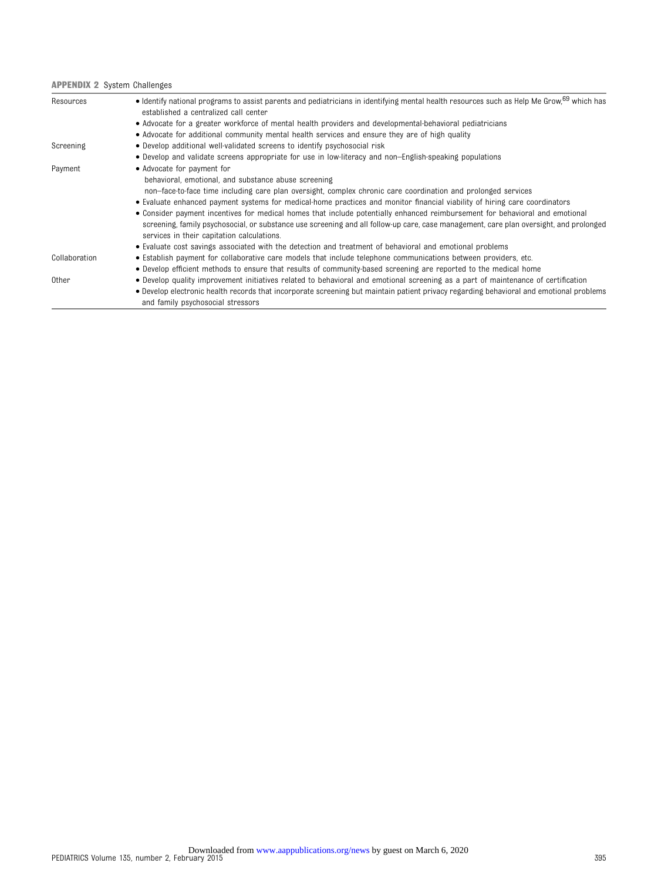**APPENDIX 2** System Challenges

| | |
|---|---|
| Resources | • Identify national programs to assist parents and pediatricians in identifying mental health resources such as Help Me Grow,[69] which has established a centralized call center<br>• Advocate for a greater workforce of mental health providers and developmental-behavioral pediatricians<br>• Advocate for additional community mental health services and ensure they are of high quality |
| Screening | • Develop additional well-validated screens to identify psychosocial risk<br>• Develop and validate screens appropriate for use in low-literacy and non–English-speaking populations |
| Payment | • Advocate for payment for<br>behavioral, emotional, and substance abuse screening<br>non–face-to-face time including care plan oversight, complex chronic care coordination and prolonged services<br>• Evaluate enhanced payment systems for medical-home practices and monitor financial viability of hiring care coordinators<br>• Consider payment incentives for medical homes that include potentially enhanced reimbursement for behavioral and emotional screening, family psychosocial, or substance use screening and all follow-up care, case management, care plan oversight, and prolonged services in their capitation calculations.<br>• Evaluate cost savings associated with the detection and treatment of behavioral and emotional problems |
| Collaboration | • Establish payment for collaborative care models that include telephone communications between providers, etc.<br>• Develop efficient methods to ensure that results of community-based screening are reported to the medical home |
| Other | • Develop quality improvement initiatives related to behavioral and emotional screening as a part of maintenance of certification<br>• Develop electronic health records that incorporate screening but maintain patient privacy regarding behavioral and emotional problems and family psychosocial stressors |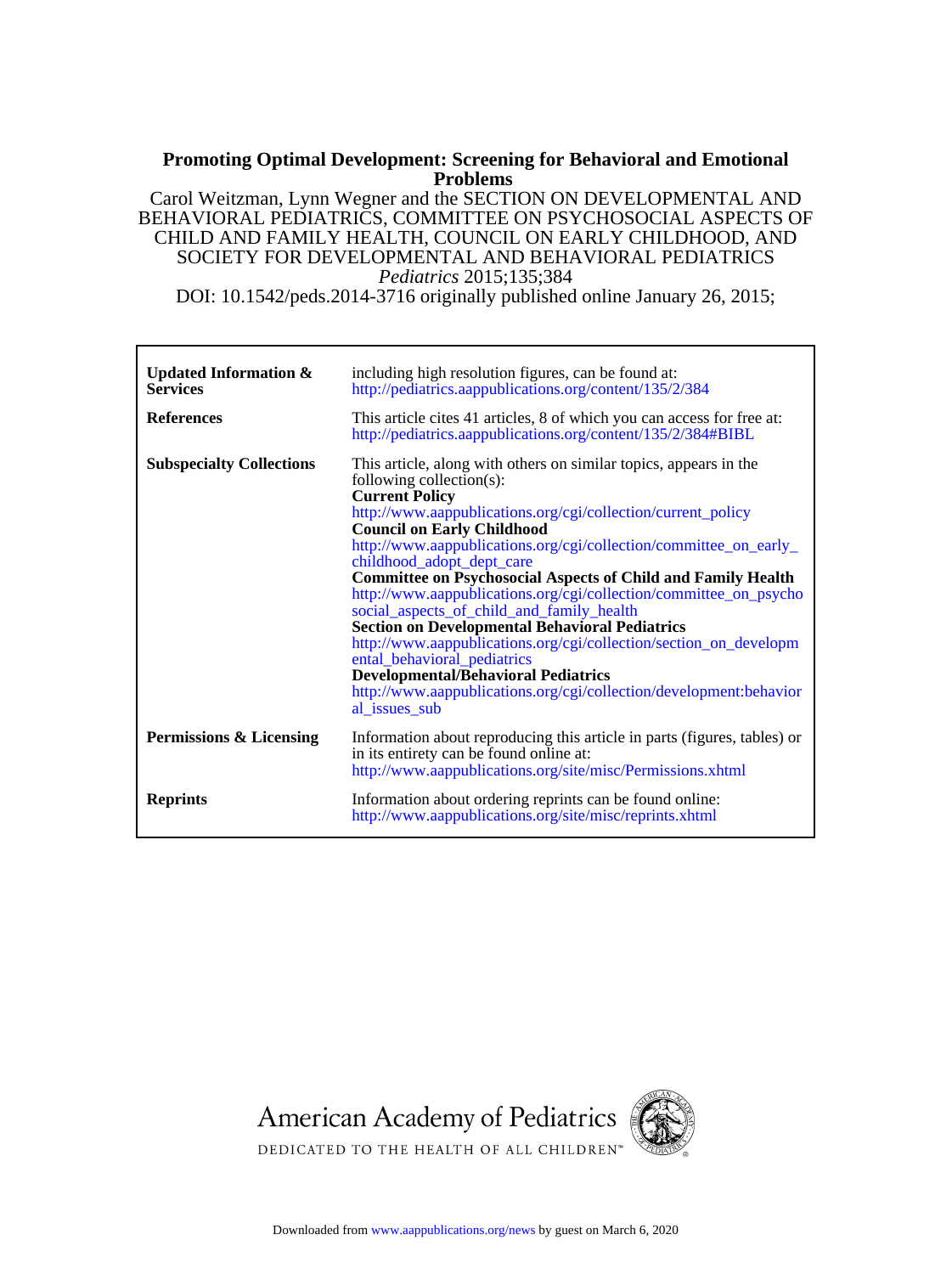# Promoting Optimal Development: Screening for Behavioral and Emotional Problems

Carol Weitzman, Lynn Wegner and the SECTION ON DEVELOPMENTAL AND BEHAVIORAL PEDIATRICS, COMMITTEE ON PSYCHOSOCIAL ASPECTS OF CHILD AND FAMILY HEALTH, COUNCIL ON EARLY CHILDHOOD, AND SOCIETY FOR DEVELOPMENTAL AND BEHAVIORAL PEDIATRICS

*Pediatrics* 2015;135;384

DOI: 10.1542/peds.2014-3716 originally published online January 26, 2015;

| | |
|---|---|
| **Updated Information & Services** | including high resolution figures, can be found at: http://pediatrics.aappublications.org/content/135/2/384 |
| **References** | This article cites 41 articles, 8 of which you can access for free at: http://pediatrics.aappublications.org/content/135/2/384#BIBL |
| **Subspecialty Collections** | This article, along with others on similar topics, appears in the following collection(s): **Current Policy** http://www.aappublications.org/cgi/collection/current_policy **Council on Early Childhood** http://www.aappublications.org/cgi/collection/committee_on_early_childhood_adopt_dept_care **Committee on Psychosocial Aspects of Child and Family Health** http://www.aappublications.org/cgi/collection/committee_on_psychosocial_aspects_of_child_and_family_health **Section on Developmental Behavioral Pediatrics** http://www.aappublications.org/cgi/collection/section_on_developmental_behavioral_pediatrics **Developmental/Behavioral Pediatrics** http://www.aappublications.org/cgi/collection/development:behavioral_issues_sub |
| **Permissions & Licensing** | Information about reproducing this article in parts (figures, tables) or in its entirety can be found online at: http://www.aappublications.org/site/misc/Permissions.xhtml |
| **Reprints** | Information about ordering reprints can be found online: http://www.aappublications.org/site/misc/reprints.xhtml |

American Academy of Pediatrics

DEDICATED TO THE HEALTH OF ALL CHILDREN™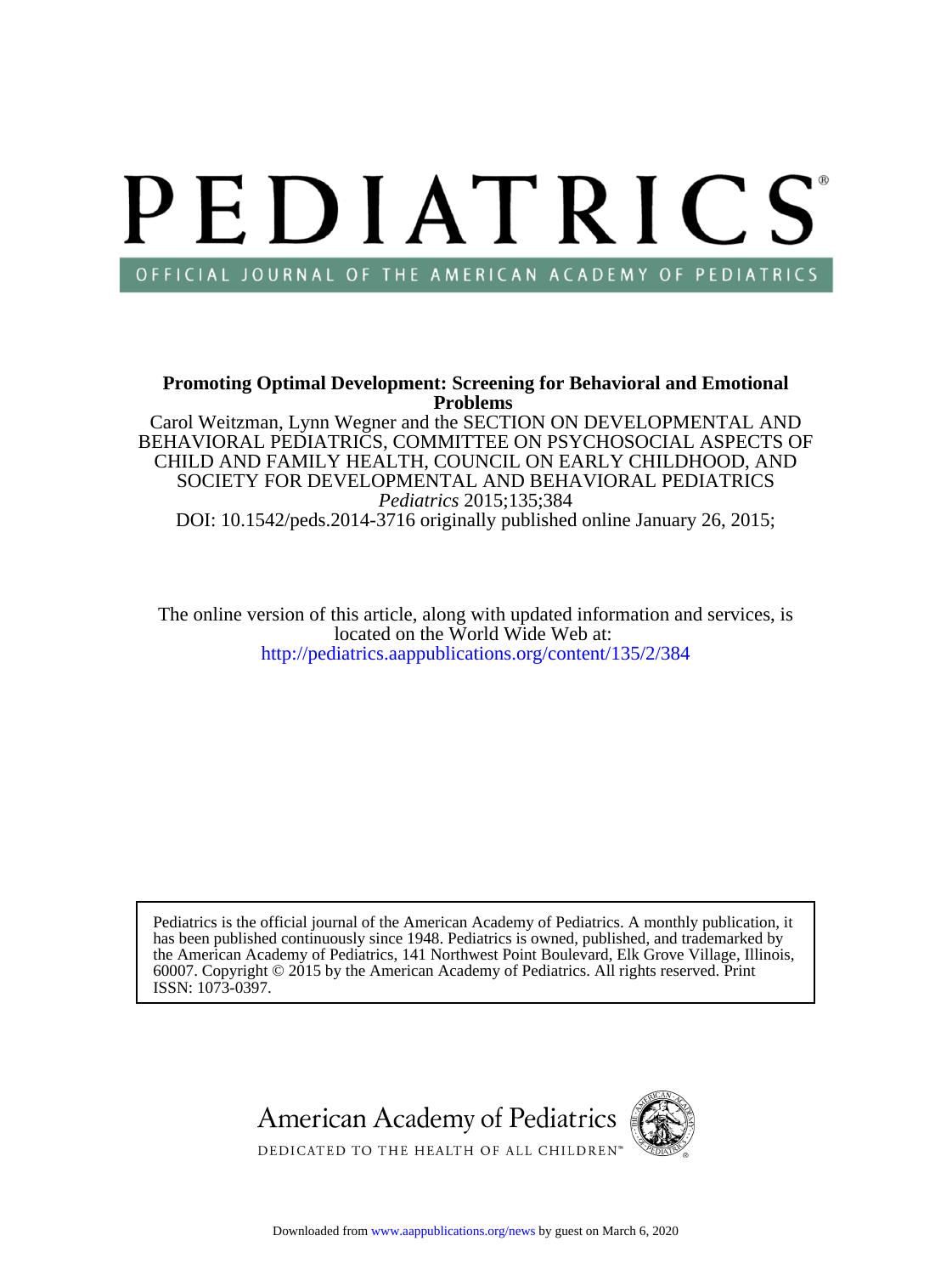# PEDIATRICS

OFFICIAL JOURNAL OF THE AMERICAN ACADEMY OF PEDIATRICS

**Promoting Optimal Development: Screening for Behavioral and Emotional Problems**

Carol Weitzman, Lynn Wegner and the SECTION ON DEVELOPMENTAL AND BEHAVIORAL PEDIATRICS, COMMITTEE ON PSYCHOSOCIAL ASPECTS OF CHILD AND FAMILY HEALTH, COUNCIL ON EARLY CHILDHOOD, AND SOCIETY FOR DEVELOPMENTAL AND BEHAVIORAL PEDIATRICS

*Pediatrics* 2015;135;384

DOI: 10.1542/peds.2014-3716 originally published online January 26, 2015;

The online version of this article, along with updated information and services, is located on the World Wide Web at:
http://pediatrics.aappublications.org/content/135/2/384

Pediatrics is the official journal of the American Academy of Pediatrics. A monthly publication, it has been published continuously since 1948. Pediatrics is owned, published, and trademarked by the American Academy of Pediatrics, 141 Northwest Point Boulevard, Elk Grove Village, Illinois, 60007. Copyright © 2015 by the American Academy of Pediatrics. All rights reserved. Print ISSN: 1073-0397.

American Academy of Pediatrics

DEDICATED TO THE HEALTH OF ALL CHILDREN™